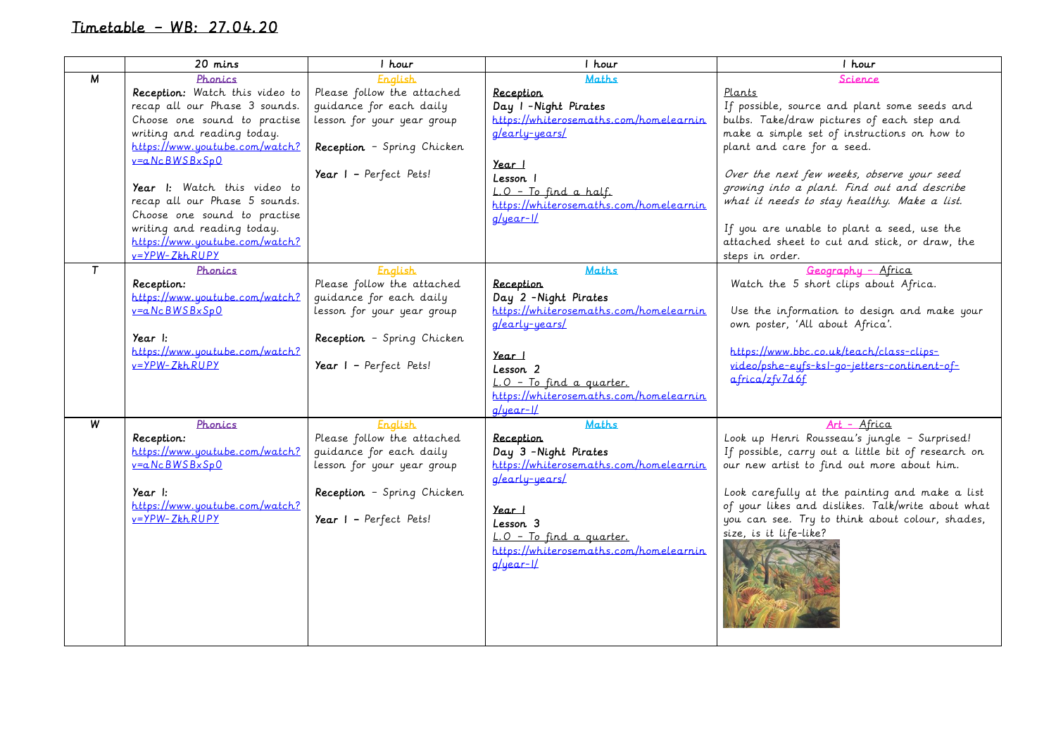# Timetable – WB: 27.04.20

| | 20 mins | 1 hour | 1 hour | 1 hour |
|---|---|---|---|---|
| M | Phonics<br>**Reception:** Watch this video to recap all our Phase 3 sounds. Choose one sound to practise writing and reading today.<br>https://www.youtube.com/watch?v=aNcBWSBxSp0<br><br>**Year 1:** Watch this video to recap all our Phase 5 sounds. Choose one sound to practise writing and reading today.<br>https://www.youtube.com/watch?v=YPW-ZkhRUPY | English<br>Please follow the attached guidance for each daily lesson for your year group<br><br>**Reception** – Spring Chicken<br><br>**Year 1** – Perfect Pets! | Maths<br>**Reception**<br>**Day 1 -Night Pirates**<br>https://whiterosemaths.com/homelearning/early-years/<br><br>**Year 1**<br>**Lesson 1**<br>L.O – To find a half.<br>https://whiterosemaths.com/homelearning/year-1/ | Science<br>Plants<br>If possible, source and plant some seeds and bulbs. Take/draw pictures of each step and make a simple set of instructions on how to plant and care for a seed.<br><br>*Over the next few weeks, observe your seed growing into a plant. Find out and describe what it needs to stay healthy. Make a list.*<br><br>If you are unable to plant a seed, use the attached sheet to cut and stick, or draw, the steps in order. |
| T | Phonics<br>**Reception:**<br>https://www.youtube.com/watch?v=aNcBWSBxSp0<br><br>**Year 1:**<br>https://www.youtube.com/watch?v=YPW-ZkhRUPY | English<br>Please follow the attached guidance for each daily lesson for your year group<br><br>**Reception** – Spring Chicken<br><br>**Year 1** – Perfect Pets! | Maths<br>**Reception**<br>**Day 2 -Night Pirates**<br>https://whiterosemaths.com/homelearning/early-years/<br><br>**Year 1**<br>**Lesson 2**<br>L.O – To find a quarter.<br>https://whiterosemaths.com/homelearning/year-1/ | Geography – Africa<br>Watch the 5 short clips about Africa.<br><br>Use the information to design and make your own poster, 'All about Africa'.<br><br>https://www.bbc.co.uk/teach/class-clips-video/pshe-eyfs-ks1-go-jetters-continent-of-africa/zfv7d6f |
| W | Phonics<br>**Reception:**<br>https://www.youtube.com/watch?v=aNcBWSBxSp0<br><br>**Year 1:**<br>https://www.youtube.com/watch?v=YPW-ZkhRUPY | English<br>Please follow the attached guidance for each daily lesson for your year group<br><br>**Reception** – Spring Chicken<br><br>**Year 1** – Perfect Pets! | Maths<br>**Reception**<br>**Day 3 -Night Pirates**<br>https://whiterosemaths.com/homelearning/early-years/<br><br>**Year 1**<br>**Lesson 3**<br>L.O – To find a quarter.<br>https://whiterosemaths.com/homelearning/year-1/ | Art – Africa<br>Look up Henri Rousseau's jungle – Surprised! If possible, carry out a little bit of research on our new artist to find out more about him.<br><br>Look carefully at the painting and make a list of your likes and dislikes. Talk/write about what you can see. Try to think about colour, shades, size, is it life-like? |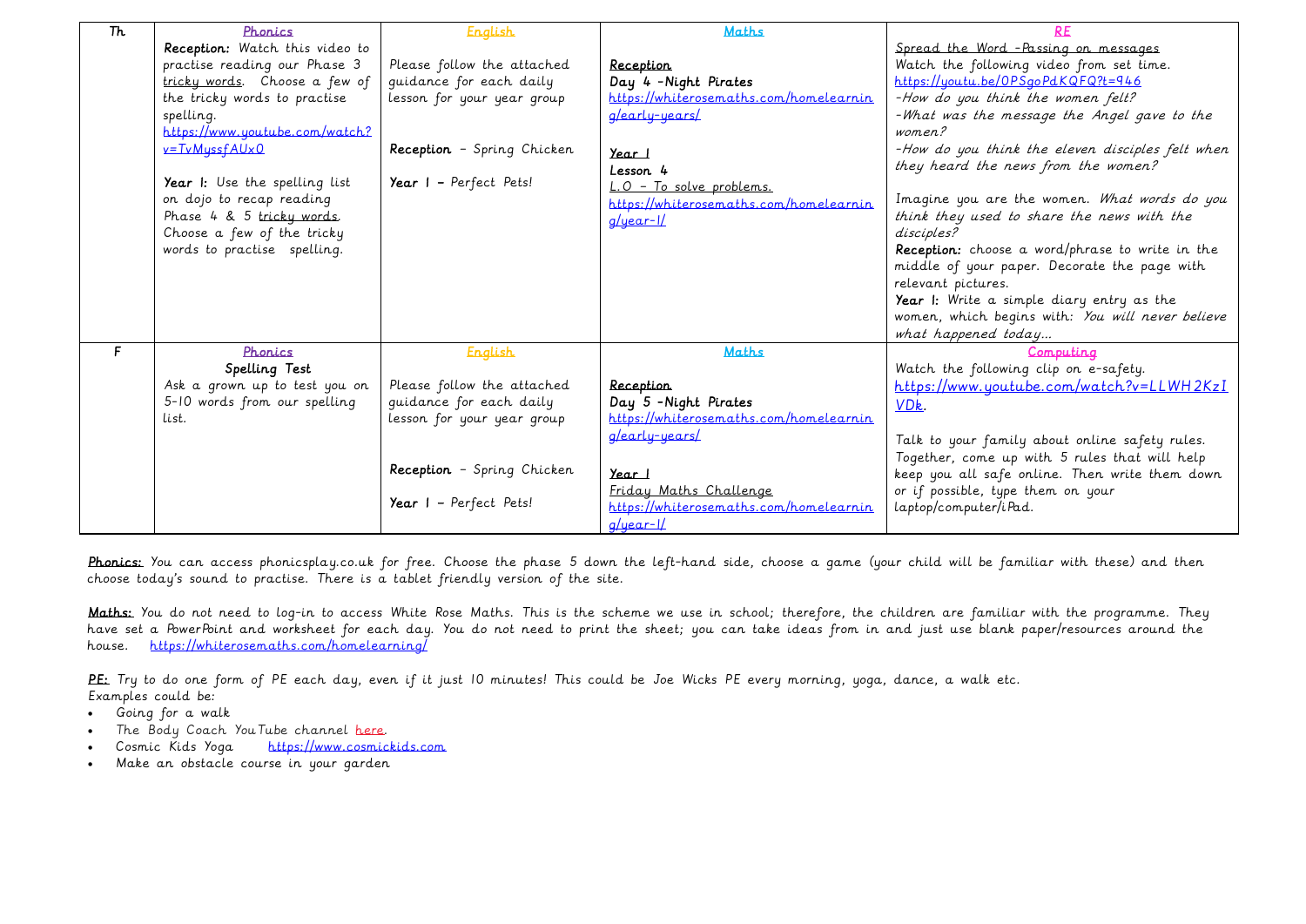| Th | **Phonics**<br>**Reception:** Watch this video to practise reading our Phase 3 tricky words. Choose a few of the tricky words to practise spelling.<br>https://www.youtube.com/watch?v=TvMyssfAUx0<br><br>**Year 1:** Use the spelling list on dojo to recap reading Phase 4 & 5 tricky words. Choose a few of the tricky words to practise spelling. | **English**<br>Please follow the attached guidance for each daily lesson for your year group<br><br>**Reception** – Spring Chicken<br><br>**Year 1** – Perfect Pets! | **Maths**<br><br>**Reception**<br>**Day 4 -Night Pirates**<br>https://whiterosemaths.com/homelearning/early-years/<br><br>**Year 1**<br>**Lesson 4**<br>L.O – To solve problems.<br>https://whiterosemaths.com/homelearning/year-1/ | **RE**<br>Spread the Word -Passing on messages<br>Watch the following video from set time.<br>https://youtu.be/0PSgoPdKQFQ?t=946<br>-*How do you think the women felt?*<br>-*What was the message the Angel gave to the women?*<br>-*How do you think the eleven disciples felt when they heard the news from the women?*<br><br>Imagine you are the women. *What words do you think they used to share the news with the disciples?*<br>**Reception:** choose a word/phrase to write in the middle of your paper. Decorate the page with relevant pictures.<br>**Year 1:** Write a simple diary entry as the women, which begins with: *You will never believe what happened today…* |
|---|---|---|---|---|
| F | **Phonics**<br>**Spelling Test**<br>Ask a grown up to test you on 5-10 words from our spelling list. | **English**<br>Please follow the attached guidance for each daily lesson for your year group<br><br>**Reception** – Spring Chicken<br><br>**Year 1** – Perfect Pets! | **Maths**<br><br>**Reception**<br>**Day 5 -Night Pirates**<br>https://whiterosemaths.com/homelearning/early-years/<br><br>**Year 1**<br>Friday Maths Challenge<br>https://whiterosemaths.com/homelearning/year-1/ | **Computing**<br>Watch the following clip on e-safety.<br>https://www.youtube.com/watch?v=LLWH2KzIVDk.<br><br>Talk to your family about online safety rules. Together, come up with 5 rules that will help keep you all safe online. Then write them down or if possible, type them on your laptop/computer/iPad. |

**Phonics:** You can access phonicsplay.co.uk for free. Choose the phase 5 down the left-hand side, choose a game (your child will be familiar with these) and then choose today's sound to practise. There is a tablet friendly version of the site.

**Maths:** You do not need to log-in to access White Rose Maths. This is the scheme we use in school; therefore, the children are familiar with the programme. They have set a PowerPoint and worksheet for each day. You do not need to print the sheet; you can take ideas from in and just use blank paper/resources around the house. https://whiterosemaths.com/homelearning/

**PE:** Try to do one form of PE each day, even if it just 10 minutes! This could be Joe Wicks PE every morning, yoga, dance, a walk etc.
Examples could be:

- Going for a walk
- The Body Coach YouTube channel here.
- Cosmic Kids Yoga https://www.cosmickids.com
- Make an obstacle course in your garden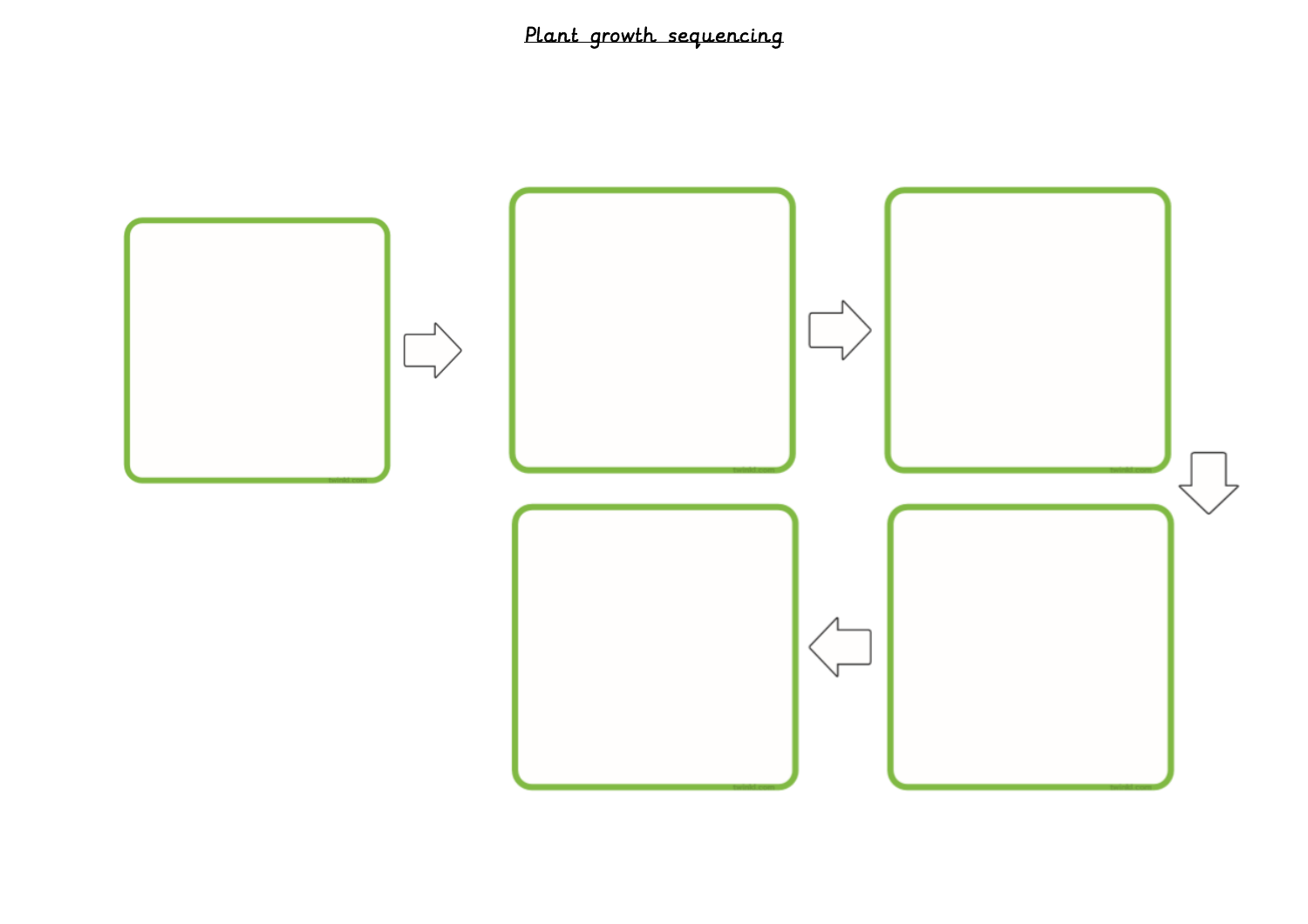# Plant growth sequencing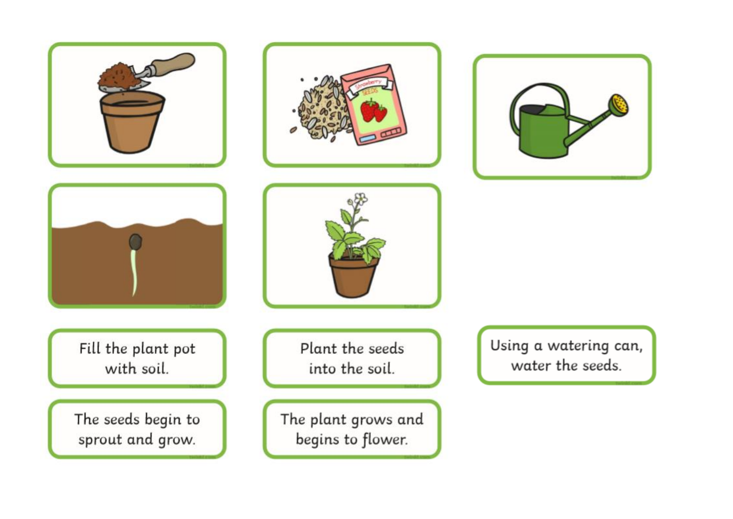Fill the plant pot with soil.

Plant the seeds into the soil.

Using a watering can, water the seeds.

The seeds begin to sprout and grow.

The plant grows and begins to flower.